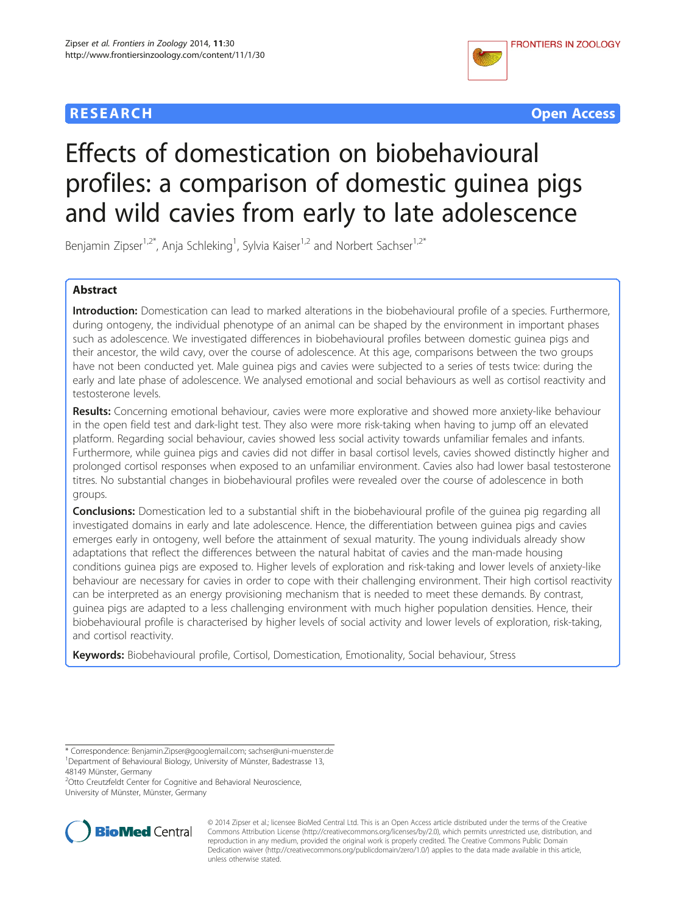RESEARCH Open Access

# Effects of domestication on biobehavioural profiles: a comparison of domestic guinea pigs and wild cavies from early to late adolescence

Benjamin Zipser[1,2*], Anja Schleking[1], Sylvia Kaiser[1,2] and Norbert Sachser[1,2*]

## Abstract

**Introduction:** Domestication can lead to marked alterations in the biobehavioural profile of a species. Furthermore, during ontogeny, the individual phenotype of an animal can be shaped by the environment in important phases such as adolescence. We investigated differences in biobehavioural profiles between domestic guinea pigs and their ancestor, the wild cavy, over the course of adolescence. At this age, comparisons between the two groups have not been conducted yet. Male guinea pigs and cavies were subjected to a series of tests twice: during the early and late phase of adolescence. We analysed emotional and social behaviours as well as cortisol reactivity and testosterone levels.

**Results:** Concerning emotional behaviour, cavies were more explorative and showed more anxiety-like behaviour in the open field test and dark-light test. They also were more risk-taking when having to jump off an elevated platform. Regarding social behaviour, cavies showed less social activity towards unfamiliar females and infants. Furthermore, while guinea pigs and cavies did not differ in basal cortisol levels, cavies showed distinctly higher and prolonged cortisol responses when exposed to an unfamiliar environment. Cavies also had lower basal testosterone titres. No substantial changes in biobehavioural profiles were revealed over the course of adolescence in both groups.

**Conclusions:** Domestication led to a substantial shift in the biobehavioural profile of the guinea pig regarding all investigated domains in early and late adolescence. Hence, the differentiation between guinea pigs and cavies emerges early in ontogeny, well before the attainment of sexual maturity. The young individuals already show adaptations that reflect the differences between the natural habitat of cavies and the man-made housing conditions guinea pigs are exposed to. Higher levels of exploration and risk-taking and lower levels of anxiety-like behaviour are necessary for cavies in order to cope with their challenging environment. Their high cortisol reactivity can be interpreted as an energy provisioning mechanism that is needed to meet these demands. By contrast, guinea pigs are adapted to a less challenging environment with much higher population densities. Hence, their biobehavioural profile is characterised by higher levels of social activity and lower levels of exploration, risk-taking, and cortisol reactivity.

**Keywords:** Biobehavioural profile, Cortisol, Domestication, Emotionality, Social behaviour, Stress

---

* Correspondence: Benjamin.Zipser@googlemail.com; sachser@uni-muenster.de
[1]Department of Behavioural Biology, University of Münster, Badestrasse 13, 48149 Münster, Germany
[2]Otto Creutzfeldt Center for Cognitive and Behavioral Neuroscience, University of Münster, Münster, Germany

© 2014 Zipser et al.; licensee BioMed Central Ltd. This is an Open Access article distributed under the terms of the Creative Commons Attribution License (http://creativecommons.org/licenses/by/2.0), which permits unrestricted use, distribution, and reproduction in any medium, provided the original work is properly credited. The Creative Commons Public Domain Dedication waiver (http://creativecommons.org/publicdomain/zero/1.0/) applies to the data made available in this article, unless otherwise stated.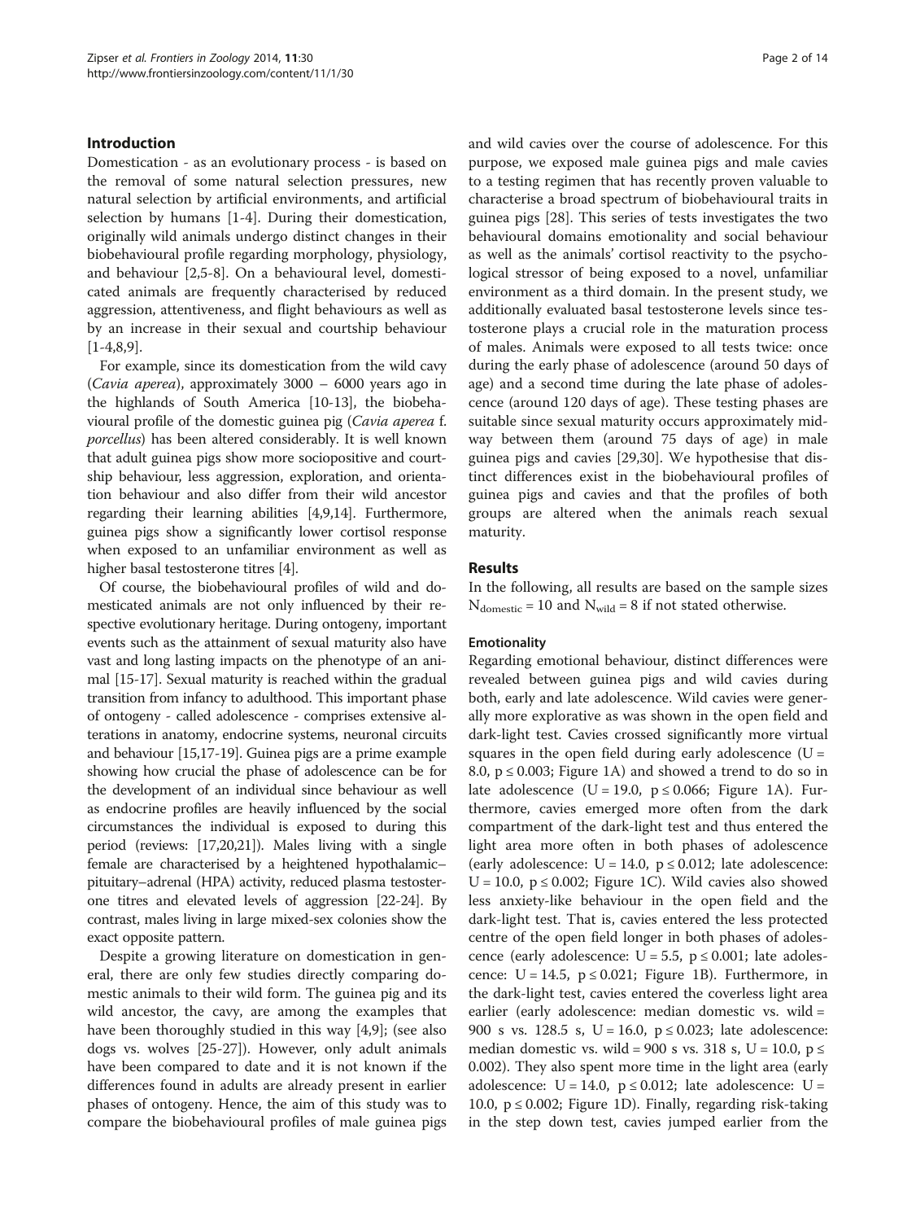## Introduction

Domestication - as an evolutionary process - is based on the removal of some natural selection pressures, new natural selection by artificial environments, and artificial selection by humans [1-4]. During their domestication, originally wild animals undergo distinct changes in their biobehavioural profile regarding morphology, physiology, and behaviour [2,5-8]. On a behavioural level, domesticated animals are frequently characterised by reduced aggression, attentiveness, and flight behaviours as well as by an increase in their sexual and courtship behaviour [1-4,8,9].

For example, since its domestication from the wild cavy (*Cavia aperea*), approximately 3000 – 6000 years ago in the highlands of South America [10-13], the biobehavioural profile of the domestic guinea pig (*Cavia aperea* f. *porcellus*) has been altered considerably. It is well known that adult guinea pigs show more sociopositive and courtship behaviour, less aggression, exploration, and orientation behaviour and also differ from their wild ancestor regarding their learning abilities [4,9,14]. Furthermore, guinea pigs show a significantly lower cortisol response when exposed to an unfamiliar environment as well as higher basal testosterone titres [4].

Of course, the biobehavioural profiles of wild and domesticated animals are not only influenced by their respective evolutionary heritage. During ontogeny, important events such as the attainment of sexual maturity also have vast and long lasting impacts on the phenotype of an animal [15-17]. Sexual maturity is reached within the gradual transition from infancy to adulthood. This important phase of ontogeny - called adolescence - comprises extensive alterations in anatomy, endocrine systems, neuronal circuits and behaviour [15,17-19]. Guinea pigs are a prime example showing how crucial the phase of adolescence can be for the development of an individual since behaviour as well as endocrine profiles are heavily influenced by the social circumstances the individual is exposed to during this period (reviews: [17,20,21]). Males living with a single female are characterised by a heightened hypothalamic–pituitary–adrenal (HPA) activity, reduced plasma testosterone titres and elevated levels of aggression [22-24]. By contrast, males living in large mixed-sex colonies show the exact opposite pattern.

Despite a growing literature on domestication in general, there are only few studies directly comparing domestic animals to their wild form. The guinea pig and its wild ancestor, the cavy, are among the examples that have been thoroughly studied in this way [4,9]; (see also dogs vs. wolves [25-27]). However, only adult animals have been compared to date and it is not known if the differences found in adults are already present in earlier phases of ontogeny. Hence, the aim of this study was to compare the biobehavioural profiles of male guinea pigs and wild cavies over the course of adolescence. For this purpose, we exposed male guinea pigs and male cavies to a testing regimen that has recently proven valuable to characterise a broad spectrum of biobehavioural traits in guinea pigs [28]. This series of tests investigates the two behavioural domains emotionality and social behaviour as well as the animals' cortisol reactivity to the psychological stressor of being exposed to a novel, unfamiliar environment as a third domain. In the present study, we additionally evaluated basal testosterone levels since testosterone plays a crucial role in the maturation process of males. Animals were exposed to all tests twice: once during the early phase of adolescence (around 50 days of age) and a second time during the late phase of adolescence (around 120 days of age). These testing phases are suitable since sexual maturity occurs approximately midway between them (around 75 days of age) in male guinea pigs and cavies [29,30]. We hypothesise that distinct differences exist in the biobehavioural profiles of guinea pigs and cavies and that the profiles of both groups are altered when the animals reach sexual maturity.

## Results

In the following, all results are based on the sample sizes $N_{domestic} = 10$ and $N_{wild} = 8$ if not stated otherwise.

### Emotionality

Regarding emotional behaviour, distinct differences were revealed between guinea pigs and wild cavies during both, early and late adolescence. Wild cavies were generally more explorative as was shown in the open field and dark-light test. Cavies crossed significantly more virtual squares in the open field during early adolescence ($U = 8.0$, $p \leq 0.003$; Figure 1A) and showed a trend to do so in late adolescence ($U = 19.0$, $p \leq 0.066$; Figure 1A). Furthermore, cavies emerged more often from the dark compartment of the dark-light test and thus entered the light area more often in both phases of adolescence (early adolescence: $U = 14.0$, $p \leq 0.012$; late adolescence: $U = 10.0$, $p \leq 0.002$; Figure 1C). Wild cavies also showed less anxiety-like behaviour in the open field and the dark-light test. That is, cavies entered the less protected centre of the open field longer in both phases of adolescence (early adolescence: $U = 5.5$, $p \leq 0.001$; late adolescence: $U = 14.5$, $p \leq 0.021$; Figure 1B). Furthermore, in the dark-light test, cavies entered the coverless light area earlier (early adolescence: median domestic vs. wild = 900 s vs. 128.5 s, $U = 16.0$, $p \leq 0.023$; late adolescence: median domestic vs. wild = 900 s vs. 318 s, $U = 10.0$, $p \leq 0.002$). They also spent more time in the light area (early adolescence: $U = 14.0$, $p \leq 0.012$; late adolescence: $U = 10.0$, $p \leq 0.002$; Figure 1D). Finally, regarding risk-taking in the step down test, cavies jumped earlier from the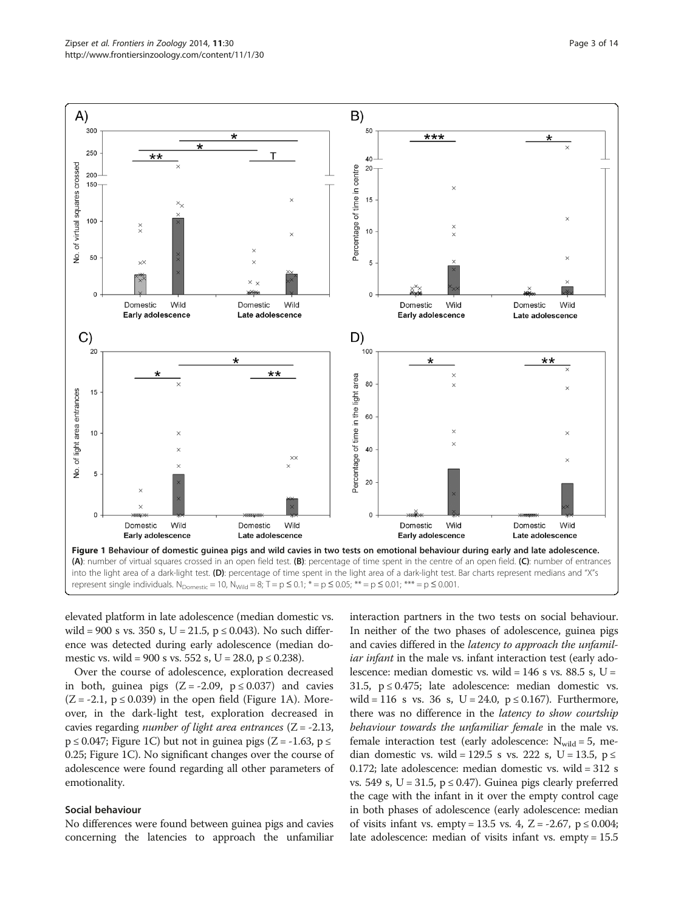**Figure 1 Behaviour of domestic guinea pigs and wild cavies in two tests on emotional behaviour during early and late adolescence.** **(A)**: number of virtual squares crossed in an open field test. **(B)**: percentage of time spent in the centre of an open field. **(C)**: number of entrances into the light area of a dark-light test. **(D)**: percentage of time spent in the light area of a dark-light test. Bar charts represent medians and "X"s represent single individuals. $N_{Domestic} = 10$, $N_{Wild} = 8$; T = $p \leq 0.1$; * = $p \leq 0.05$; ** = $p \leq 0.01$; *** = $p \leq 0.001$.

elevated platform in late adolescence (median domestic vs. wild = 900 s vs. 350 s, $U = 21.5$, $p \leq 0.043$). No such difference was detected during early adolescence (median domestic vs. wild = 900 s vs. 552 s, $U = 28.0$, $p \leq 0.238$).

Over the course of adolescence, exploration decreased in both, guinea pigs ($Z = -2.09$, $p \leq 0.037$) and cavies ($Z = -2.1$, $p \leq 0.039$) in the open field (Figure 1A). Moreover, in the dark-light test, exploration decreased in cavies regarding *number of light area entrances* ($Z = -2.13$, $p \leq 0.047$; Figure 1C) but not in guinea pigs ($Z = -1.63$, $p \leq 0.25$; Figure 1C). No significant changes over the course of adolescence were found regarding all other parameters of emotionality.

### Social behaviour

No differences were found between guinea pigs and cavies concerning the latencies to approach the unfamiliar interaction partners in the two tests on social behaviour. In neither of the two phases of adolescence, guinea pigs and cavies differed in the *latency to approach the unfamiliar infant* in the male vs. infant interaction test (early adolescence: median domestic vs. wild = 146 s vs. 88.5 s, $U = 31.5$, $p \leq 0.475$; late adolescence: median domestic vs. wild = 116 s vs. 36 s, $U = 24.0$, $p \leq 0.167$). Furthermore, there was no difference in the *latency to show courtship behaviour towards the unfamiliar female* in the male vs. female interaction test (early adolescence: $N_{wild} = 5$, median domestic vs. wild = 129.5 s vs. 222 s, $U = 13.5$, $p \leq 0.172$; late adolescence: median domestic vs. wild = 312 s vs. 549 s, $U = 31.5$, $p \leq 0.47$). Guinea pigs clearly preferred the cage with the infant in it over the empty control cage in both phases of adolescence (early adolescence: median of visits infant vs. empty = 13.5 vs. 4, $Z = -2.67$, $p \leq 0.004$; late adolescence: median of visits infant vs. empty = 15.5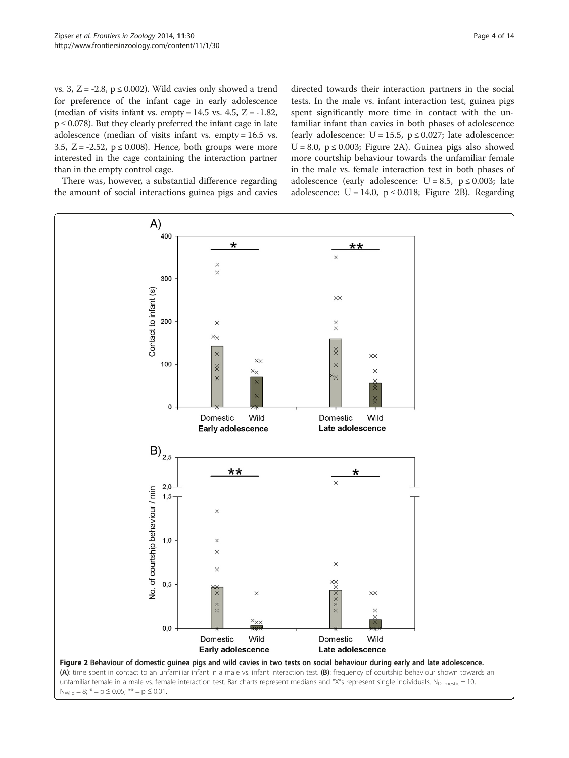vs. 3, $Z = -2.8$, $p \leq 0.002$). Wild cavies only showed a trend for preference of the infant cage in early adolescence (median of visits infant vs. empty = 14.5 vs. 4.5, $Z = -1.82$, $p \leq 0.078$). But they clearly preferred the infant cage in late adolescence (median of visits infant vs. empty = 16.5 vs. 3.5, $Z = -2.52$, $p \leq 0.008$). Hence, both groups were more interested in the cage containing the interaction partner than in the empty control cage.

There was, however, a substantial difference regarding the amount of social interactions guinea pigs and cavies directed towards their interaction partners in the social tests. In the male vs. infant interaction test, guinea pigs spent significantly more time in contact with the unfamiliar infant than cavies in both phases of adolescence (early adolescence: $U = 15.5$, $p \leq 0.027$; late adolescence: $U = 8.0$, $p \leq 0.003$; Figure 2A). Guinea pigs also showed more courtship behaviour towards the unfamiliar female in the male vs. female interaction test in both phases of adolescence (early adolescence: $U = 8.5$, $p \leq 0.003$; late adolescence: $U = 14.0$, $p \leq 0.018$; Figure 2B). Regarding

**Figure 2 Behaviour of domestic guinea pigs and wild cavies in two tests on social behaviour during early and late adolescence.** **(A)**: time spent in contact to an unfamiliar infant in a male vs. infant interaction test. **(B)**: frequency of courtship behaviour shown towards an unfamiliar female in a male vs. female interaction test. Bar charts represent medians and "X"s represent single individuals. $N_{Domestic} = 10$, $N_{Wild} = 8$; * = $p \leq 0.05$; ** = $p \leq 0.01$.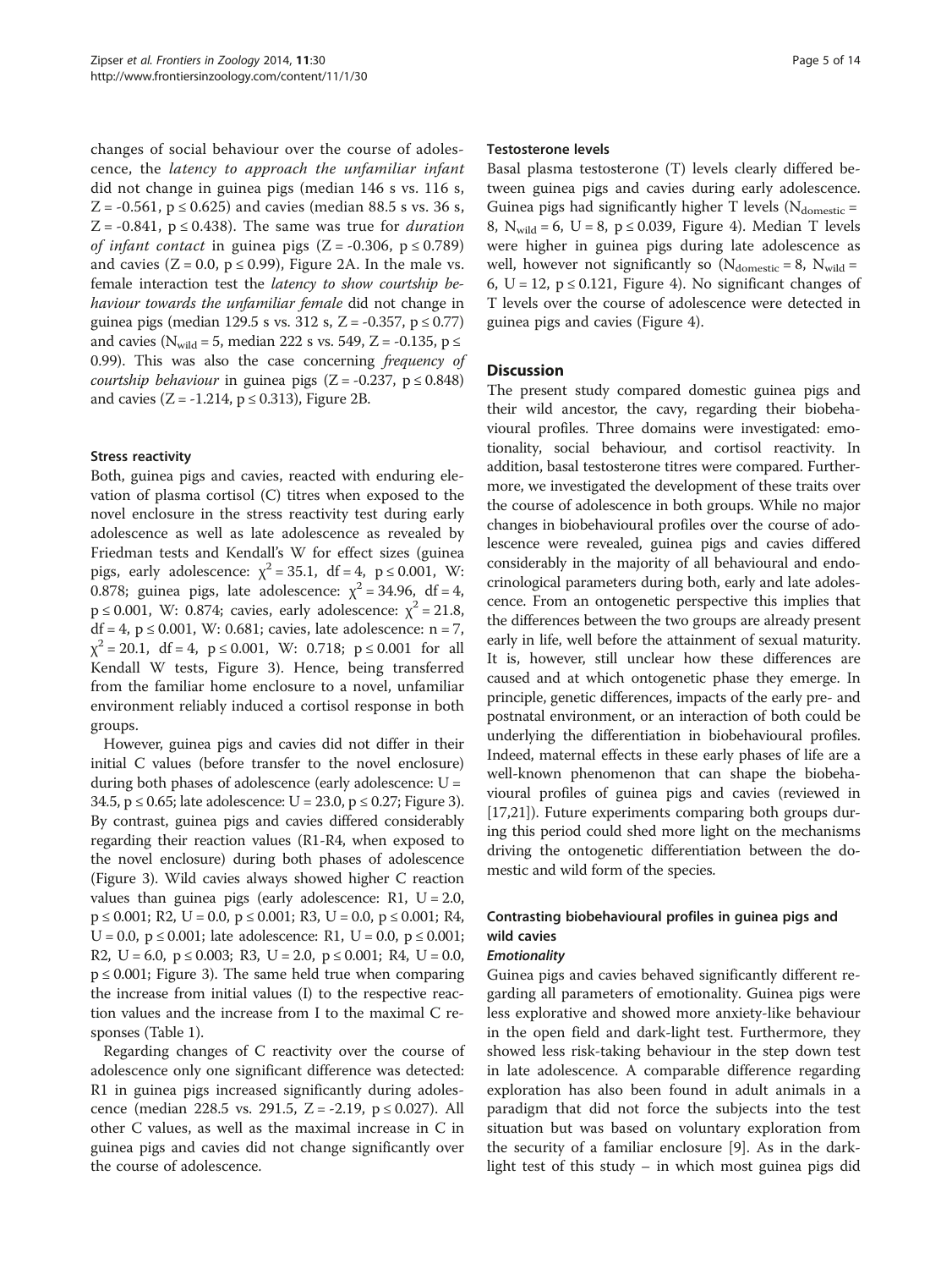changes of social behaviour over the course of adolescence, the *latency to approach the unfamiliar infant* did not change in guinea pigs (median 146 s vs. 116 s, $Z = -0.561$, $p \leq 0.625$) and cavies (median 88.5 s vs. 36 s, $Z = -0.841$, $p \leq 0.438$). The same was true for *duration of infant contact* in guinea pigs ($Z = -0.306$, $p \leq 0.789$) and cavies ($Z = 0.0$, $p \leq 0.99$), Figure 2A. In the male vs. female interaction test the *latency to show courtship behaviour towards the unfamiliar female* did not change in guinea pigs (median 129.5 s vs. 312 s, $Z = -0.357$, $p \leq 0.77$) and cavies ($N_{wild} = 5$, median 222 s vs. 549, $Z = -0.135$, $p \leq 0.99$). This was also the case concerning *frequency of courtship behaviour* in guinea pigs ($Z = -0.237$, $p \leq 0.848$) and cavies ($Z = -1.214$, $p \leq 0.313$), Figure 2B.

### Stress reactivity

Both, guinea pigs and cavies, reacted with enduring elevation of plasma cortisol (C) titres when exposed to the novel enclosure in the stress reactivity test during early adolescence as well as late adolescence as revealed by Friedman tests and Kendall's W for effect sizes (guinea pigs, early adolescence: $\chi^2 = 35.1$, $df = 4$, $p \leq 0.001$, W: 0.878; guinea pigs, late adolescence: $\chi^2 = 34.96$, $df = 4$, $p \leq 0.001$, W: 0.874; cavies, early adolescence: $\chi^2 = 21.8$, $df = 4$, $p \leq 0.001$, W: 0.681; cavies, late adolescence: $n = 7$, $\chi^2 = 20.1$, $df = 4$, $p \leq 0.001$, W: 0.718; $p \leq 0.001$ for all Kendall W tests, Figure 3). Hence, being transferred from the familiar home enclosure to a novel, unfamiliar environment reliably induced a cortisol response in both groups.

However, guinea pigs and cavies did not differ in their initial C values (before transfer to the novel enclosure) during both phases of adolescence (early adolescence: $U = 34.5$, $p \leq 0.65$; late adolescence: $U = 23.0$, $p \leq 0.27$; Figure 3). By contrast, guinea pigs and cavies differed considerably regarding their reaction values (R1-R4, when exposed to the novel enclosure) during both phases of adolescence (Figure 3). Wild cavies always showed higher C reaction values than guinea pigs (early adolescence: R1, $U = 2.0$, $p \leq 0.001$; R2, $U = 0.0$, $p \leq 0.001$; R3, $U = 0.0$, $p \leq 0.001$; R4, $U = 0.0$, $p \leq 0.001$; late adolescence: R1, $U = 0.0$, $p \leq 0.001$; R2, $U = 6.0$, $p \leq 0.003$; R3, $U = 2.0$, $p \leq 0.001$; R4, $U = 0.0$, $p \leq 0.001$; Figure 3). The same held true when comparing the increase from initial values (I) to the respective reaction values and the increase from I to the maximal C responses (Table 1).

Regarding changes of C reactivity over the course of adolescence only one significant difference was detected: R1 in guinea pigs increased significantly during adolescence (median 228.5 vs. 291.5, $Z = -2.19$, $p \leq 0.027$). All other C values, as well as the maximal increase in C in guinea pigs and cavies did not change significantly over the course of adolescence.

### Testosterone levels

Basal plasma testosterone (T) levels clearly differed between guinea pigs and cavies during early adolescence. Guinea pigs had significantly higher T levels ($N_{domestic} = 8$, $N_{wild} = 6$, $U = 8$, $p \leq 0.039$, Figure 4). Median T levels were higher in guinea pigs during late adolescence as well, however not significantly so ($N_{domestic} = 8$, $N_{wild} = 6$, $U = 12$, $p \leq 0.121$, Figure 4). No significant changes of T levels over the course of adolescence were detected in guinea pigs and cavies (Figure 4).

## Discussion

The present study compared domestic guinea pigs and their wild ancestor, the cavy, regarding their biobehavioural profiles. Three domains were investigated: emotionality, social behaviour, and cortisol reactivity. In addition, basal testosterone titres were compared. Furthermore, we investigated the development of these traits over the course of adolescence in both groups. While no major changes in biobehavioural profiles over the course of adolescence were revealed, guinea pigs and cavies differed considerably in the majority of all behavioural and endocrinological parameters during both, early and late adolescence. From an ontogenetic perspective this implies that the differences between the two groups are already present early in life, well before the attainment of sexual maturity. It is, however, still unclear how these differences are caused and at which ontogenetic phase they emerge. In principle, genetic differences, impacts of the early pre- and postnatal environment, or an interaction of both could be underlying the differentiation in biobehavioural profiles. Indeed, maternal effects in these early phases of life are a well-known phenomenon that can shape the biobehavioural profiles of guinea pigs and cavies (reviewed in [17,21]). Future experiments comparing both groups during this period could shed more light on the mechanisms driving the ontogenetic differentiation between the domestic and wild form of the species.

### Contrasting biobehavioural profiles in guinea pigs and wild cavies

#### *Emotionality*

Guinea pigs and cavies behaved significantly different regarding all parameters of emotionality. Guinea pigs were less explorative and showed more anxiety-like behaviour in the open field and dark-light test. Furthermore, they showed less risk-taking behaviour in the step down test in late adolescence. A comparable difference regarding exploration has also been found in adult animals in a paradigm that did not force the subjects into the test situation but was based on voluntary exploration from the security of a familiar enclosure [9]. As in the dark-light test of this study – in which most guinea pigs did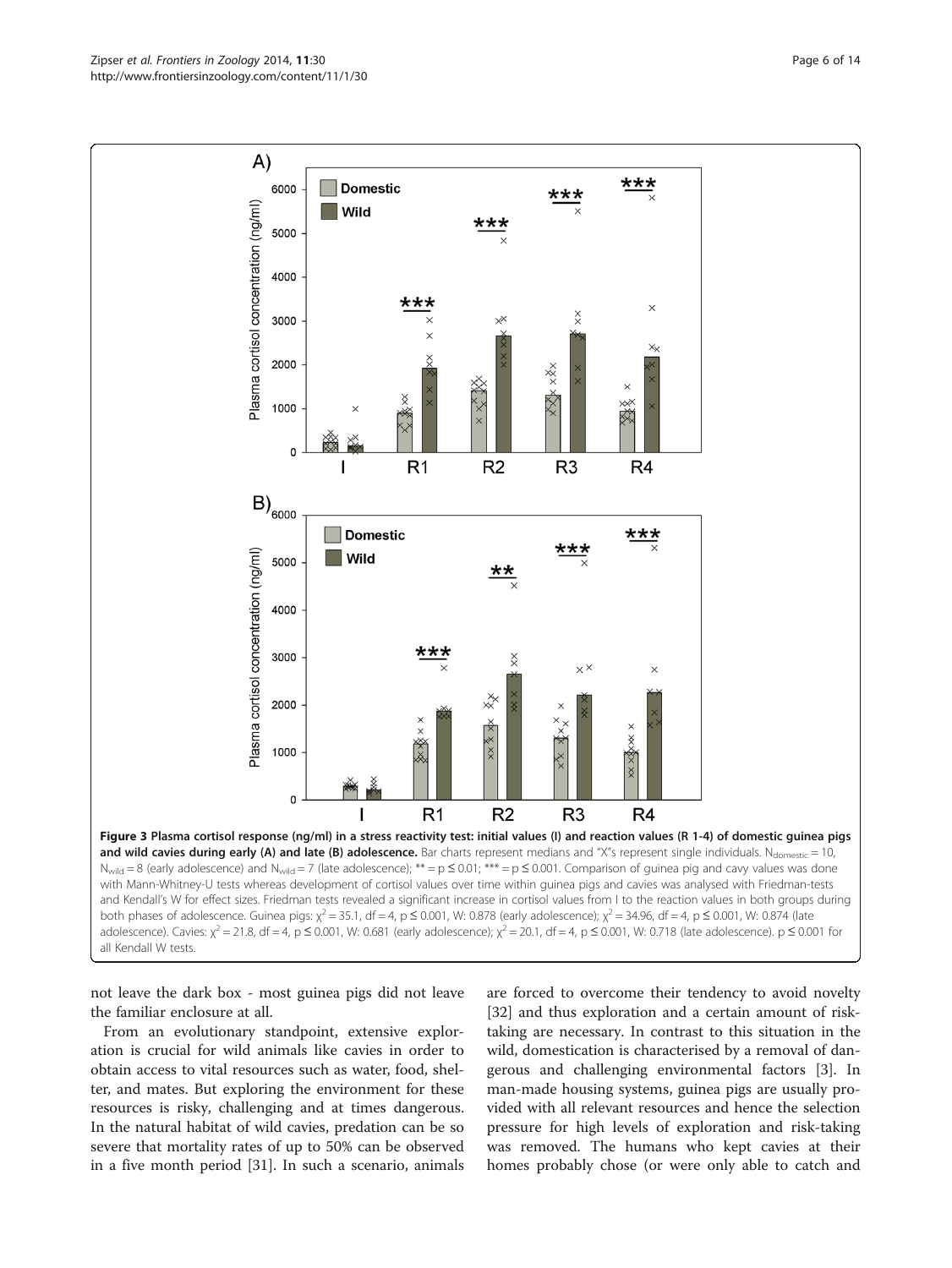**Figure 3 Plasma cortisol response (ng/ml) in a stress reactivity test: initial values (I) and reaction values (R 1-4) of domestic guinea pigs and wild cavies during early (A) and late (B) adolescence.** Bar charts represent medians and "X"s represent single individuals. $N_{domestic} = 10$, $N_{wild} = 8$ (early adolescence) and $N_{wild} = 7$ (late adolescence); ** = $p \leq 0.01$; *** = $p \leq 0.001$. Comparison of guinea pig and cavy values was done with Mann-Whitney-U tests whereas development of cortisol values over time within guinea pigs and cavies was analysed with Friedman-tests and Kendall's W for effect sizes. Friedman tests revealed a significant increase in cortisol values from I to the reaction values in both groups during both phases of adolescence. Guinea pigs: $\chi^2 = 35.1$, df = 4, $p \leq 0.001$, W: 0.878 (early adolescence); $\chi^2 = 34.96$, df = 4, $p \leq 0.001$, W: 0.874 (late adolescence). Cavies: $\chi^2 = 21.8$, df = 4, $p \leq 0.001$, W: 0.681 (early adolescence); $\chi^2 = 20.1$, df = 4, $p \leq 0.001$, W: 0.718 (late adolescence). $p \leq 0.001$ for all Kendall W tests.

not leave the dark box - most guinea pigs did not leave the familiar enclosure at all.

From an evolutionary standpoint, extensive exploration is crucial for wild animals like cavies in order to obtain access to vital resources such as water, food, shelter, and mates. But exploring the environment for these resources is risky, challenging and at times dangerous. In the natural habitat of wild cavies, predation can be so severe that mortality rates of up to 50% can be observed in a five month period [31]. In such a scenario, animals are forced to overcome their tendency to avoid novelty [32] and thus exploration and a certain amount of risk-taking are necessary. In contrast to this situation in the wild, domestication is characterised by a removal of dangerous and challenging environmental factors [3]. In man-made housing systems, guinea pigs are usually provided with all relevant resources and hence the selection pressure for high levels of exploration and risk-taking was removed. The humans who kept cavies at their homes probably chose (or were only able to catch and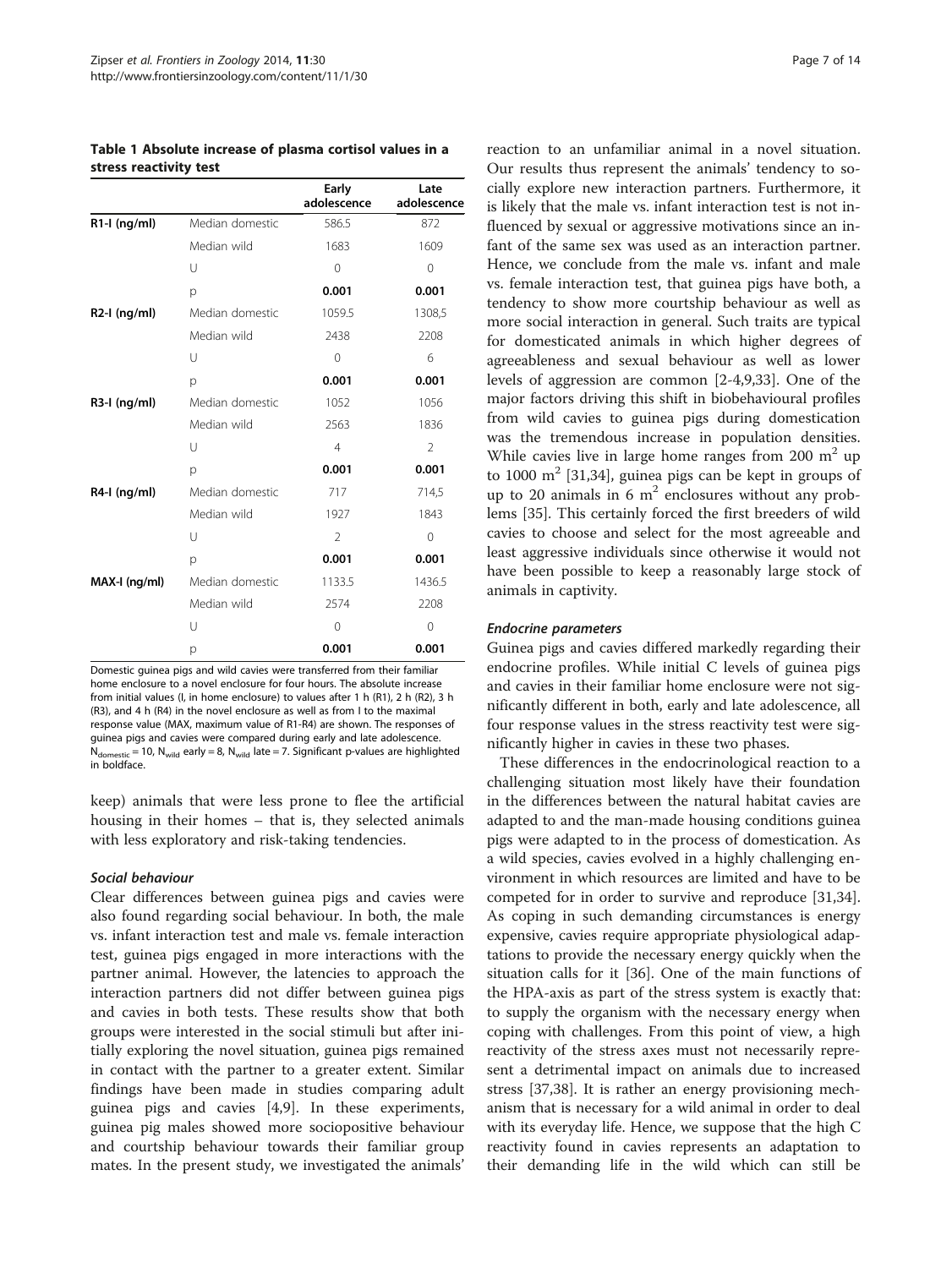**Table 1 Absolute increase of plasma cortisol values in a stress reactivity test**

| | | Early adolescence | Late adolescence |
|---|---|---|---|
| **R1-I (ng/ml)** | Median domestic | 586.5 | 872 |
| | Median wild | 1683 | 1609 |
| | U | 0 | 0 |
| | p | **0.001** | **0.001** |
| **R2-I (ng/ml)** | Median domestic | 1059.5 | 1308,5 |
| | Median wild | 2438 | 2208 |
| | U | 0 | 6 |
| | p | **0.001** | **0.001** |
| **R3-I (ng/ml)** | Median domestic | 1052 | 1056 |
| | Median wild | 2563 | 1836 |
| | U | 4 | 2 |
| | p | **0.001** | **0.001** |
| **R4-I (ng/ml)** | Median domestic | 717 | 714,5 |
| | Median wild | 1927 | 1843 |
| | U | 2 | 0 |
| | p | **0.001** | **0.001** |
| **MAX-I (ng/ml)** | Median domestic | 1133.5 | 1436.5 |
| | Median wild | 2574 | 2208 |
| | U | 0 | 0 |
| | p | **0.001** | **0.001** |

Domestic guinea pigs and wild cavies were transferred from their familiar home enclosure to a novel enclosure for four hours. The absolute increase from initial values (I, in home enclosure) to values after 1 h (R1), 2 h (R2), 3 h (R3), and 4 h (R4) in the novel enclosure as well as from I to the maximal response value (MAX, maximum value of R1-R4) are shown. The responses of guinea pigs and cavies were compared during early and late adolescence. $N_{domestic} = 10$, $N_{wild}$ early = 8, $N_{wild}$ late = 7. Significant p-values are highlighted in boldface.

keep) animals that were less prone to flee the artificial housing in their homes – that is, they selected animals with less exploratory and risk-taking tendencies.

### *Social behaviour*

Clear differences between guinea pigs and cavies were also found regarding social behaviour. In both, the male vs. infant interaction test and male vs. female interaction test, guinea pigs engaged in more interactions with the partner animal. However, the latencies to approach the interaction partners did not differ between guinea pigs and cavies in both tests. These results show that both groups were interested in the social stimuli but after initially exploring the novel situation, guinea pigs remained in contact with the partner to a greater extent. Similar findings have been made in studies comparing adult guinea pigs and cavies [4,9]. In these experiments, guinea pig males showed more sociopositive behaviour and courtship behaviour towards their familiar group mates. In the present study, we investigated the animals' reaction to an unfamiliar animal in a novel situation. Our results thus represent the animals' tendency to socially explore new interaction partners. Furthermore, it is likely that the male vs. infant interaction test is not influenced by sexual or aggressive motivations since an infant of the same sex was used as an interaction partner. Hence, we conclude from the male vs. infant and male vs. female interaction test, that guinea pigs have both, a tendency to show more courtship behaviour as well as more social interaction in general. Such traits are typical for domesticated animals in which higher degrees of agreeableness and sexual behaviour as well as lower levels of aggression are common [2-4,9,33]. One of the major factors driving this shift in biobehavioural profiles from wild cavies to guinea pigs during domestication was the tremendous increase in population densities. While cavies live in large home ranges from 200 $m^2$ up to 1000 $m^2$ [31,34], guinea pigs can be kept in groups of up to 20 animals in 6 $m^2$ enclosures without any problems [35]. This certainly forced the first breeders of wild cavies to choose and select for the most agreeable and least aggressive individuals since otherwise it would not have been possible to keep a reasonably large stock of animals in captivity.

### *Endocrine parameters*

Guinea pigs and cavies differed markedly regarding their endocrine profiles. While initial C levels of guinea pigs and cavies in their familiar home enclosure were not significantly different in both, early and late adolescence, all four response values in the stress reactivity test were significantly higher in cavies in these two phases.

These differences in the endocrinological reaction to a challenging situation most likely have their foundation in the differences between the natural habitat cavies are adapted to and the man-made housing conditions guinea pigs were adapted to in the process of domestication. As a wild species, cavies evolved in a highly challenging environment in which resources are limited and have to be competed for in order to survive and reproduce [31,34]. As coping in such demanding circumstances is energy expensive, cavies require appropriate physiological adaptations to provide the necessary energy quickly when the situation calls for it [36]. One of the main functions of the HPA-axis as part of the stress system is exactly that: to supply the organism with the necessary energy when coping with challenges. From this point of view, a high reactivity of the stress axes must not necessarily represent a detrimental impact on animals due to increased stress [37,38]. It is rather an energy provisioning mechanism that is necessary for a wild animal in order to deal with its everyday life. Hence, we suppose that the high C reactivity found in cavies represents an adaptation to their demanding life in the wild which can still be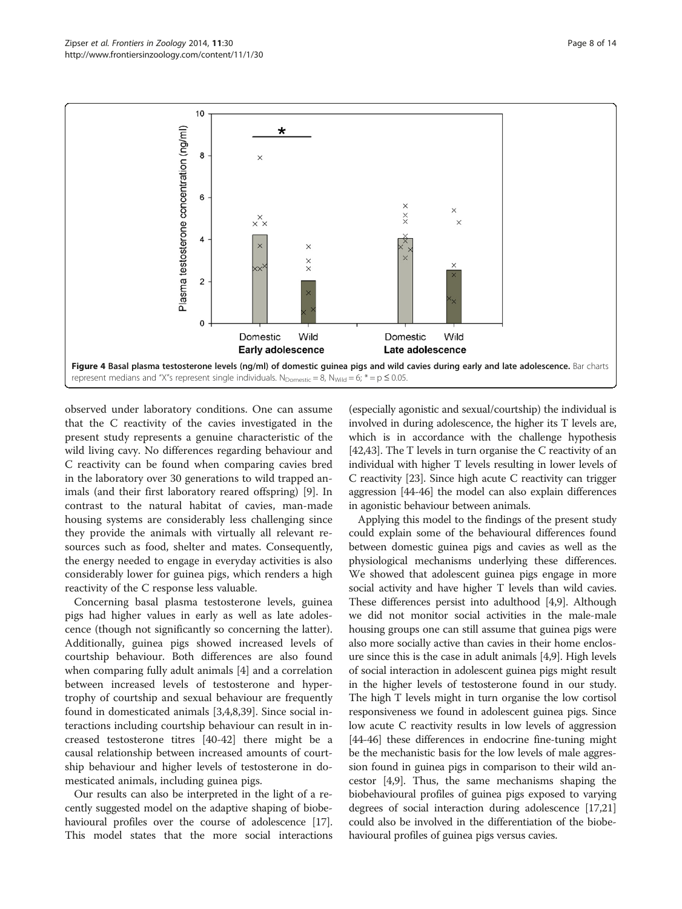**Figure 4 Basal plasma testosterone levels (ng/ml) of domestic guinea pigs and wild cavies during early and late adolescence.** Bar charts represent medians and "X"s represent single individuals. $N_{Domestic} = 8$, $N_{Wild} = 6$; * = $p \leq 0.05$.

observed under laboratory conditions. One can assume that the C reactivity of the cavies investigated in the present study represents a genuine characteristic of the wild living cavy. No differences regarding behaviour and C reactivity can be found when comparing cavies bred in the laboratory over 30 generations to wild trapped animals (and their first laboratory reared offspring) [9]. In contrast to the natural habitat of cavies, man-made housing systems are considerably less challenging since they provide the animals with virtually all relevant resources such as food, shelter and mates. Consequently, the energy needed to engage in everyday activities is also considerably lower for guinea pigs, which renders a high reactivity of the C response less valuable.

Concerning basal plasma testosterone levels, guinea pigs had higher values in early as well as late adolescence (though not significantly so concerning the latter). Additionally, guinea pigs showed increased levels of courtship behaviour. Both differences are also found when comparing fully adult animals [4] and a correlation between increased levels of testosterone and hypertrophy of courtship and sexual behaviour are frequently found in domesticated animals [3,4,8,39]. Since social interactions including courtship behaviour can result in increased testosterone titres [40-42] there might be a causal relationship between increased amounts of courtship behaviour and higher levels of testosterone in domesticated animals, including guinea pigs.

Our results can also be interpreted in the light of a recently suggested model on the adaptive shaping of biobehavioural profiles over the course of adolescence [17]. This model states that the more social interactions (especially agonistic and sexual/courtship) the individual is involved in during adolescence, the higher its T levels are, which is in accordance with the challenge hypothesis [42,43]. The T levels in turn organise the C reactivity of an individual with higher T levels resulting in lower levels of C reactivity [23]. Since high acute C reactivity can trigger aggression [44-46] the model can also explain differences in agonistic behaviour between animals.

Applying this model to the findings of the present study could explain some of the behavioural differences found between domestic guinea pigs and cavies as well as the physiological mechanisms underlying these differences. We showed that adolescent guinea pigs engage in more social activity and have higher T levels than wild cavies. These differences persist into adulthood [4,9]. Although we did not monitor social activities in the male-male housing groups one can still assume that guinea pigs were also more socially active than cavies in their home enclosure since this is the case in adult animals [4,9]. High levels of social interaction in adolescent guinea pigs might result in the higher levels of testosterone found in our study. The high T levels might in turn organise the low cortisol responsiveness we found in adolescent guinea pigs. Since low acute C reactivity results in low levels of aggression [44-46] these differences in endocrine fine-tuning might be the mechanistic basis for the low levels of male aggression found in guinea pigs in comparison to their wild ancestor [4,9]. Thus, the same mechanisms shaping the biobehavioural profiles of guinea pigs exposed to varying degrees of social interaction during adolescence [17,21] could also be involved in the differentiation of the biobehavioural profiles of guinea pigs versus cavies.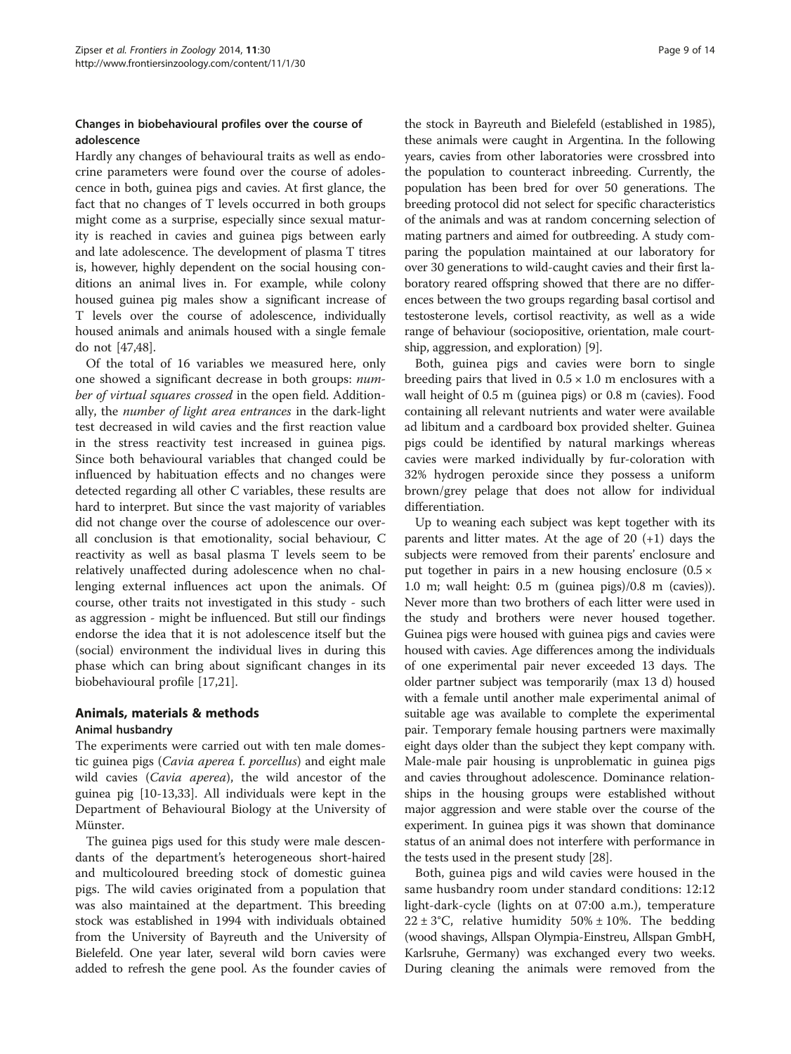### Changes in biobehavioural profiles over the course of adolescence

Hardly any changes of behavioural traits as well as endocrine parameters were found over the course of adolescence in both, guinea pigs and cavies. At first glance, the fact that no changes of T levels occurred in both groups might come as a surprise, especially since sexual maturity is reached in cavies and guinea pigs between early and late adolescence. The development of plasma T titres is, however, highly dependent on the social housing conditions an animal lives in. For example, while colony housed guinea pig males show a significant increase of T levels over the course of adolescence, individually housed animals and animals housed with a single female do not [47,48].

Of the total of 16 variables we measured here, only one showed a significant decrease in both groups: *number of virtual squares crossed* in the open field. Additionally, the *number of light area entrances* in the dark-light test decreased in wild cavies and the first reaction value in the stress reactivity test increased in guinea pigs. Since both behavioural variables that changed could be influenced by habituation effects and no changes were detected regarding all other C variables, these results are hard to interpret. But since the vast majority of variables did not change over the course of adolescence our overall conclusion is that emotionality, social behaviour, C reactivity as well as basal plasma T levels seem to be relatively unaffected during adolescence when no challenging external influences act upon the animals. Of course, other traits not investigated in this study - such as aggression - might be influenced. But still our findings endorse the idea that it is not adolescence itself but the (social) environment the individual lives in during this phase which can bring about significant changes in its biobehavioural profile [17,21].

## Animals, materials & methods

### Animal husbandry

The experiments were carried out with ten male domestic guinea pigs (*Cavia aperea* f. *porcellus*) and eight male wild cavies (*Cavia aperea*), the wild ancestor of the guinea pig [10-13,33]. All individuals were kept in the Department of Behavioural Biology at the University of Münster.

The guinea pigs used for this study were male descendants of the department's heterogeneous short-haired and multicoloured breeding stock of domestic guinea pigs. The wild cavies originated from a population that was also maintained at the department. This breeding stock was established in 1994 with individuals obtained from the University of Bayreuth and the University of Bielefeld. One year later, several wild born cavies were added to refresh the gene pool. As the founder cavies of the stock in Bayreuth and Bielefeld (established in 1985), these animals were caught in Argentina. In the following years, cavies from other laboratories were crossbred into the population to counteract inbreeding. Currently, the population has been bred for over 50 generations. The breeding protocol did not select for specific characteristics of the animals and was at random concerning selection of mating partners and aimed for outbreeding. A study comparing the population maintained at our laboratory for over 30 generations to wild-caught cavies and their first laboratory reared offspring showed that there are no differences between the two groups regarding basal cortisol and testosterone levels, cortisol reactivity, as well as a wide range of behaviour (sociopositive, orientation, male courtship, aggression, and exploration) [9].

Both, guinea pigs and cavies were born to single breeding pairs that lived in $0.5 \times 1.0$ m enclosures with a wall height of 0.5 m (guinea pigs) or 0.8 m (cavies). Food containing all relevant nutrients and water were available ad libitum and a cardboard box provided shelter. Guinea pigs could be identified by natural markings whereas cavies were marked individually by fur-coloration with 32% hydrogen peroxide since they possess a uniform brown/grey pelage that does not allow for individual differentiation.

Up to weaning each subject was kept together with its parents and litter mates. At the age of 20 (+1) days the subjects were removed from their parents' enclosure and put together in pairs in a new housing enclosure ($0.5 \times 1.0$ m; wall height: 0.5 m (guinea pigs)/0.8 m (cavies)). Never more than two brothers of each litter were used in the study and brothers were never housed together. Guinea pigs were housed with guinea pigs and cavies were housed with cavies. Age differences among the individuals of one experimental pair never exceeded 13 days. The older partner subject was temporarily (max 13 d) housed with a female until another male experimental animal of suitable age was available to complete the experimental pair. Temporary female housing partners were maximally eight days older than the subject they kept company with. Male-male pair housing is unproblematic in guinea pigs and cavies throughout adolescence. Dominance relationships in the housing groups were established without major aggression and were stable over the course of the experiment. In guinea pigs it was shown that dominance status of an animal does not interfere with performance in the tests used in the present study [28].

Both, guinea pigs and wild cavies were housed in the same husbandry room under standard conditions: 12:12 light-dark-cycle (lights on at 07:00 a.m.), temperature $22 \pm 3$°C, relative humidity 50% ± 10%. The bedding (wood shavings, Allspan Olympia-Einstreu, Allspan GmbH, Karlsruhe, Germany) was exchanged every two weeks. During cleaning the animals were removed from the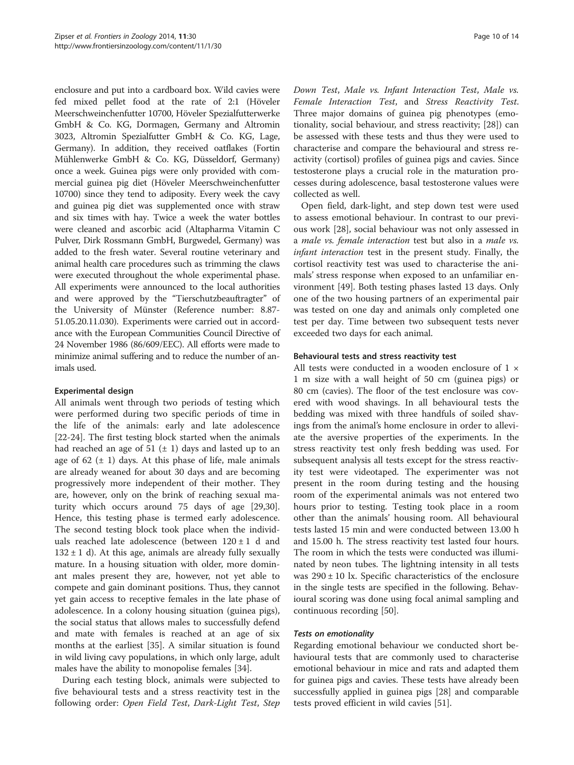enclosure and put into a cardboard box. Wild cavies were fed mixed pellet food at the rate of 2:1 (Höveler Meerschweinchenfutter 10700, Höveler Spezialfutterwerke GmbH & Co. KG, Dormagen, Germany and Altromin 3023, Altromin Spezialfutter GmbH & Co. KG, Lage, Germany). In addition, they received oatflakes (Fortin Mühlenwerke GmbH & Co. KG, Düsseldorf, Germany) once a week. Guinea pigs were only provided with commercial guinea pig diet (Höveler Meerschweinchenfutter 10700) since they tend to adiposity. Every week the cavy and guinea pig diet was supplemented once with straw and six times with hay. Twice a week the water bottles were cleaned and ascorbic acid (Altapharma Vitamin C Pulver, Dirk Rossmann GmbH, Burgwedel, Germany) was added to the fresh water. Several routine veterinary and animal health care procedures such as trimming the claws were executed throughout the whole experimental phase. All experiments were announced to the local authorities and were approved by the "Tierschutzbeauftragter" of the University of Münster (Reference number: 8.87-51.05.20.11.030). Experiments were carried out in accordance with the European Communities Council Directive of 24 November 1986 (86/609/EEC). All efforts were made to minimize animal suffering and to reduce the number of animals used.

### Experimental design

All animals went through two periods of testing which were performed during two specific periods of time in the life of the animals: early and late adolescence [22-24]. The first testing block started when the animals had reached an age of 51 (± 1) days and lasted up to an age of 62 (± 1) days. At this phase of life, male animals are already weaned for about 30 days and are becoming progressively more independent of their mother. They are, however, only on the brink of reaching sexual maturity which occurs around 75 days of age [29,30]. Hence, this testing phase is termed early adolescence. The second testing block took place when the individuals reached late adolescence (between 120 ± 1 d and 132 ± 1 d). At this age, animals are already fully sexually mature. In a housing situation with older, more dominant males present they are, however, not yet able to compete and gain dominant positions. Thus, they cannot yet gain access to receptive females in the late phase of adolescence. In a colony housing situation (guinea pigs), the social status that allows males to successfully defend and mate with females is reached at an age of six months at the earliest [35]. A similar situation is found in wild living cavy populations, in which only large, adult males have the ability to monopolise females [34].

During each testing block, animals were subjected to five behavioural tests and a stress reactivity test in the following order: *Open Field Test*, *Dark-Light Test*, *Step Down Test*, *Male vs. Infant Interaction Test*, *Male vs. Female Interaction Test*, and *Stress Reactivity Test*. Three major domains of guinea pig phenotypes (emotionality, social behaviour, and stress reactivity; [28]) can be assessed with these tests and thus they were used to characterise and compare the behavioural and stress reactivity (cortisol) profiles of guinea pigs and cavies. Since testosterone plays a crucial role in the maturation processes during adolescence, basal testosterone values were collected as well.

Open field, dark-light, and step down test were used to assess emotional behaviour. In contrast to our previous work [28], social behaviour was not only assessed in a *male vs. female interaction* test but also in a *male vs. infant interaction* test in the present study. Finally, the cortisol reactivity test was used to characterise the animals' stress response when exposed to an unfamiliar environment [49]. Both testing phases lasted 13 days. Only one of the two housing partners of an experimental pair was tested on one day and animals only completed one test per day. Time between two subsequent tests never exceeded two days for each animal.

### Behavioural tests and stress reactivity test

All tests were conducted in a wooden enclosure of 1 × 1 m size with a wall height of 50 cm (guinea pigs) or 80 cm (cavies). The floor of the test enclosure was covered with wood shavings. In all behavioural tests the bedding was mixed with three handfuls of soiled shavings from the animal's home enclosure in order to alleviate the aversive properties of the experiments. In the stress reactivity test only fresh bedding was used. For subsequent analysis all tests except for the stress reactivity test were videotaped. The experimenter was not present in the room during testing and the housing room of the experimental animals was not entered two hours prior to testing. Testing took place in a room other than the animals' housing room. All behavioural tests lasted 15 min and were conducted between 13.00 h and 15.00 h. The stress reactivity test lasted four hours. The room in which the tests were conducted was illuminated by neon tubes. The lightning intensity in all tests was 290 ± 10 lx. Specific characteristics of the enclosure in the single tests are specified in the following. Behavioural scoring was done using focal animal sampling and continuous recording [50].

#### *Tests on emotionality*

Regarding emotional behaviour we conducted short behavioural tests that are commonly used to characterise emotional behaviour in mice and rats and adapted them for guinea pigs and cavies. These tests have already been successfully applied in guinea pigs [28] and comparable tests proved efficient in wild cavies [51].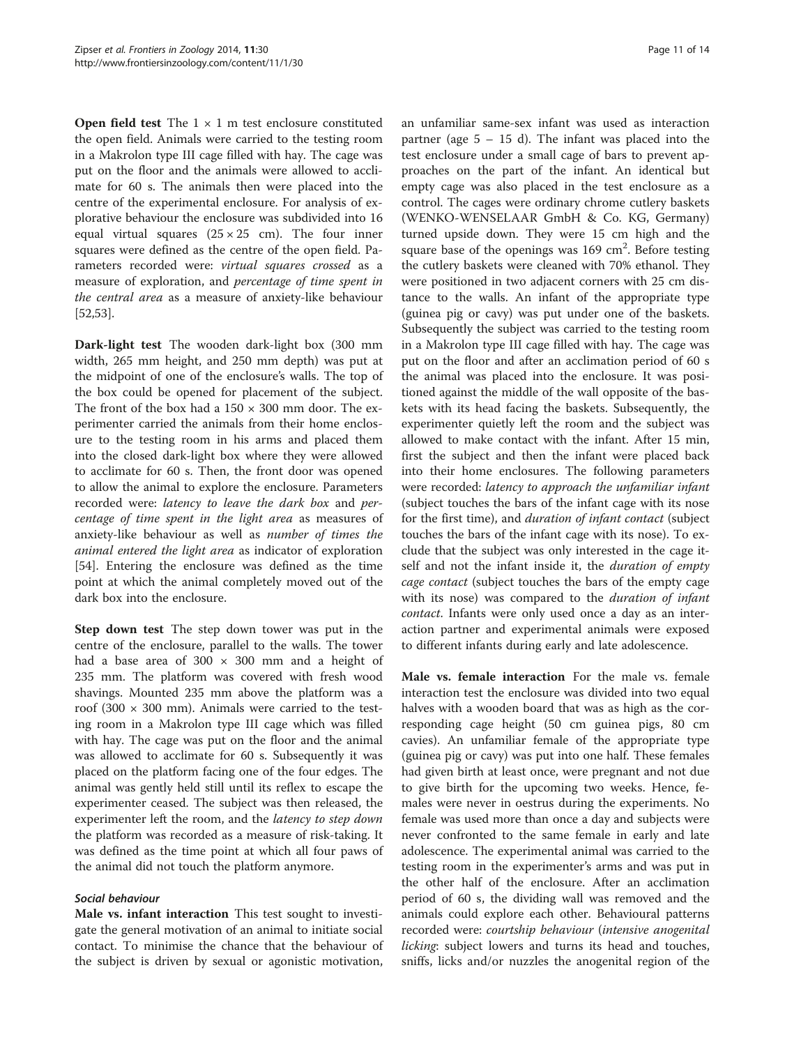**Open field test** The 1 × 1 m test enclosure constituted the open field. Animals were carried to the testing room in a Makrolon type III cage filled with hay. The cage was put on the floor and the animals were allowed to acclimate for 60 s. The animals then were placed into the centre of the experimental enclosure. For analysis of explorative behaviour the enclosure was subdivided into 16 equal virtual squares (25 × 25 cm). The four inner squares were defined as the centre of the open field. Parameters recorded were: *virtual squares crossed* as a measure of exploration, and *percentage of time spent in the central area* as a measure of anxiety-like behaviour [52,53].

**Dark-light test** The wooden dark-light box (300 mm width, 265 mm height, and 250 mm depth) was put at the midpoint of one of the enclosure's walls. The top of the box could be opened for placement of the subject. The front of the box had a 150 × 300 mm door. The experimenter carried the animals from their home enclosure to the testing room in his arms and placed them into the closed dark-light box where they were allowed to acclimate for 60 s. Then, the front door was opened to allow the animal to explore the enclosure. Parameters recorded were: *latency to leave the dark box* and *percentage of time spent in the light area* as measures of anxiety-like behaviour as well as *number of times the animal entered the light area* as indicator of exploration [54]. Entering the enclosure was defined as the time point at which the animal completely moved out of the dark box into the enclosure.

**Step down test** The step down tower was put in the centre of the enclosure, parallel to the walls. The tower had a base area of 300 × 300 mm and a height of 235 mm. The platform was covered with fresh wood shavings. Mounted 235 mm above the platform was a roof (300 × 300 mm). Animals were carried to the testing room in a Makrolon type III cage which was filled with hay. The cage was put on the floor and the animal was allowed to acclimate for 60 s. Subsequently it was placed on the platform facing one of the four edges. The animal was gently held still until its reflex to escape the experimenter ceased. The subject was then released, the experimenter left the room, and the *latency to step down* the platform was recorded as a measure of risk-taking. It was defined as the time point at which all four paws of the animal did not touch the platform anymore.

#### *Social behaviour*

**Male vs. infant interaction** This test sought to investigate the general motivation of an animal to initiate social contact. To minimise the chance that the behaviour of the subject is driven by sexual or agonistic motivation, an unfamiliar same-sex infant was used as interaction partner (age 5 – 15 d). The infant was placed into the test enclosure under a small cage of bars to prevent approaches on the part of the infant. An identical but empty cage was also placed in the test enclosure as a control. The cages were ordinary chrome cutlery baskets (WENKO-WENSELAAR GmbH & Co. KG, Germany) turned upside down. They were 15 cm high and the square base of the openings was 169 $cm^2$. Before testing the cutlery baskets were cleaned with 70% ethanol. They were positioned in two adjacent corners with 25 cm distance to the walls. An infant of the appropriate type (guinea pig or cavy) was put under one of the baskets. Subsequently the subject was carried to the testing room in a Makrolon type III cage filled with hay. The cage was put on the floor and after an acclimation period of 60 s the animal was placed into the enclosure. It was positioned against the middle of the wall opposite of the baskets with its head facing the baskets. Subsequently, the experimenter quietly left the room and the subject was allowed to make contact with the infant. After 15 min, first the subject and then the infant were placed back into their home enclosures. The following parameters were recorded: *latency to approach the unfamiliar infant* (subject touches the bars of the infant cage with its nose for the first time), and *duration of infant contact* (subject touches the bars of the infant cage with its nose). To exclude that the subject was only interested in the cage itself and not the infant inside it, the *duration of empty cage contact* (subject touches the bars of the empty cage with its nose) was compared to the *duration of infant contact*. Infants were only used once a day as an interaction partner and experimental animals were exposed to different infants during early and late adolescence.

**Male vs. female interaction** For the male vs. female interaction test the enclosure was divided into two equal halves with a wooden board that was as high as the corresponding cage height (50 cm guinea pigs, 80 cm cavies). An unfamiliar female of the appropriate type (guinea pig or cavy) was put into one half. These females had given birth at least once, were pregnant and not due to give birth for the upcoming two weeks. Hence, females were never in oestrus during the experiments. No female was used more than once a day and subjects were never confronted to the same female in early and late adolescence. The experimental animal was carried to the testing room in the experimenter's arms and was put in the other half of the enclosure. After an acclimation period of 60 s, the dividing wall was removed and the animals could explore each other. Behavioural patterns recorded were: *courtship behaviour* (*intensive anogenital licking*: subject lowers and turns its head and touches, sniffs, licks and/or nuzzles the anogenital region of the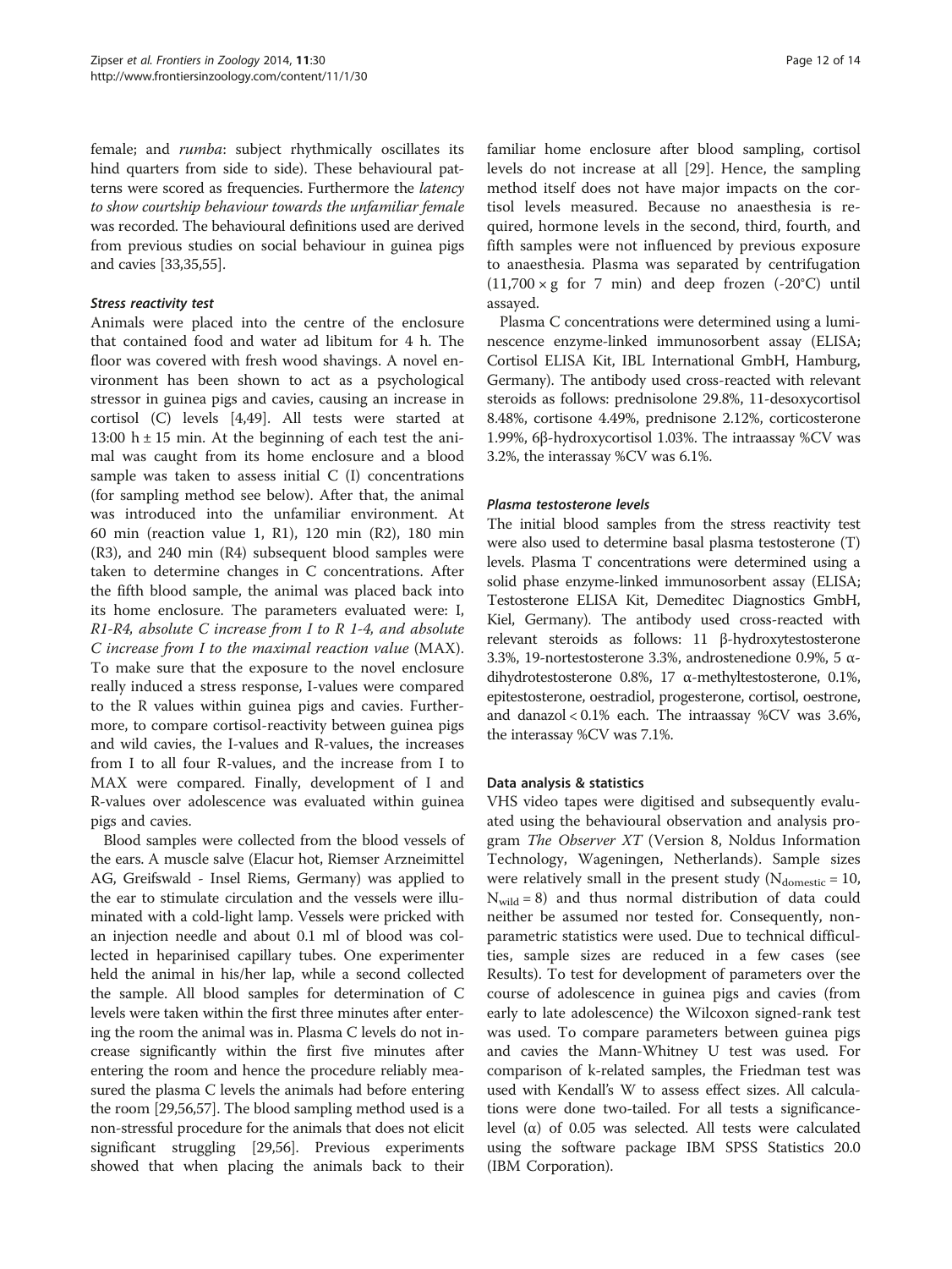female; and *rumba*: subject rhythmically oscillates its hind quarters from side to side). These behavioural patterns were scored as frequencies. Furthermore the *latency to show courtship behaviour towards the unfamiliar female* was recorded. The behavioural definitions used are derived from previous studies on social behaviour in guinea pigs and cavies [33,35,55].

#### *Stress reactivity test*

Animals were placed into the centre of the enclosure that contained food and water ad libitum for 4 h. The floor was covered with fresh wood shavings. A novel environment has been shown to act as a psychological stressor in guinea pigs and cavies, causing an increase in cortisol (C) levels [4,49]. All tests were started at 13:00 h ± 15 min. At the beginning of each test the animal was caught from its home enclosure and a blood sample was taken to assess initial C (I) concentrations (for sampling method see below). After that, the animal was introduced into the unfamiliar environment. At 60 min (reaction value 1, R1), 120 min (R2), 180 min (R3), and 240 min (R4) subsequent blood samples were taken to determine changes in C concentrations. After the fifth blood sample, the animal was placed back into its home enclosure. The parameters evaluated were: I, *R1-R4, absolute C increase from I to R 1-4, and absolute C increase from I to the maximal reaction value* (MAX). To make sure that the exposure to the novel enclosure really induced a stress response, I-values were compared to the R values within guinea pigs and cavies. Furthermore, to compare cortisol-reactivity between guinea pigs and wild cavies, the I-values and R-values, the increases from I to all four R-values, and the increase from I to MAX were compared. Finally, development of I and R-values over adolescence was evaluated within guinea pigs and cavies.

Blood samples were collected from the blood vessels of the ears. A muscle salve (Elacur hot, Riemser Arzneimittel AG, Greifswald - Insel Riems, Germany) was applied to the ear to stimulate circulation and the vessels were illuminated with a cold-light lamp. Vessels were pricked with an injection needle and about 0.1 ml of blood was collected in heparinised capillary tubes. One experimenter held the animal in his/her lap, while a second collected the sample. All blood samples for determination of C levels were taken within the first three minutes after entering the room the animal was in. Plasma C levels do not increase significantly within the first five minutes after entering the room and hence the procedure reliably measured the plasma C levels the animals had before entering the room [29,56,57]. The blood sampling method used is a non-stressful procedure for the animals that does not elicit significant struggling [29,56]. Previous experiments showed that when placing the animals back to their familiar home enclosure after blood sampling, cortisol levels do not increase at all [29]. Hence, the sampling method itself does not have major impacts on the cortisol levels measured. Because no anaesthesia is required, hormone levels in the second, third, fourth, and fifth samples were not influenced by previous exposure to anaesthesia. Plasma was separated by centrifugation (11,700 × g for 7 min) and deep frozen (-20°C) until assayed.

Plasma C concentrations were determined using a luminescence enzyme-linked immunosorbent assay (ELISA; Cortisol ELISA Kit, IBL International GmbH, Hamburg, Germany). The antibody used cross-reacted with relevant steroids as follows: prednisolone 29.8%, 11-desoxycortisol 8.48%, cortisone 4.49%, prednisone 2.12%, corticosterone 1.99%, 6β-hydroxycortisol 1.03%. The intraassay %CV was 3.2%, the interassay %CV was 6.1%.

#### *Plasma testosterone levels*

The initial blood samples from the stress reactivity test were also used to determine basal plasma testosterone (T) levels. Plasma T concentrations were determined using a solid phase enzyme-linked immunosorbent assay (ELISA; Testosterone ELISA Kit, Demeditec Diagnostics GmbH, Kiel, Germany). The antibody used cross-reacted with relevant steroids as follows: 11 β-hydroxytestosterone 3.3%, 19-nortestosterone 3.3%, androstenedione 0.9%, 5 α-dihydrotestosterone 0.8%, 17 α-methyltestosterone, 0.1%, epitestosterone, oestradiol, progesterone, cortisol, oestrone, and danazol < 0.1% each. The intraassay %CV was 3.6%, the interassay %CV was 7.1%.

### Data analysis & statistics

VHS video tapes were digitised and subsequently evaluated using the behavioural observation and analysis program *The Observer XT* (Version 8, Noldus Information Technology, Wageningen, Netherlands). Sample sizes were relatively small in the present study ($N_{domestic} = 10$, $N_{wild} = 8$) and thus normal distribution of data could neither be assumed nor tested for. Consequently, non-parametric statistics were used. Due to technical difficulties, sample sizes are reduced in a few cases (see Results). To test for development of parameters over the course of adolescence in guinea pigs and cavies (from early to late adolescence) the Wilcoxon signed-rank test was used. To compare parameters between guinea pigs and cavies the Mann-Whitney U test was used. For comparison of k-related samples, the Friedman test was used with Kendall's W to assess effect sizes. All calculations were done two-tailed. For all tests a significance-level (α) of 0.05 was selected. All tests were calculated using the software package IBM SPSS Statistics 20.0 (IBM Corporation).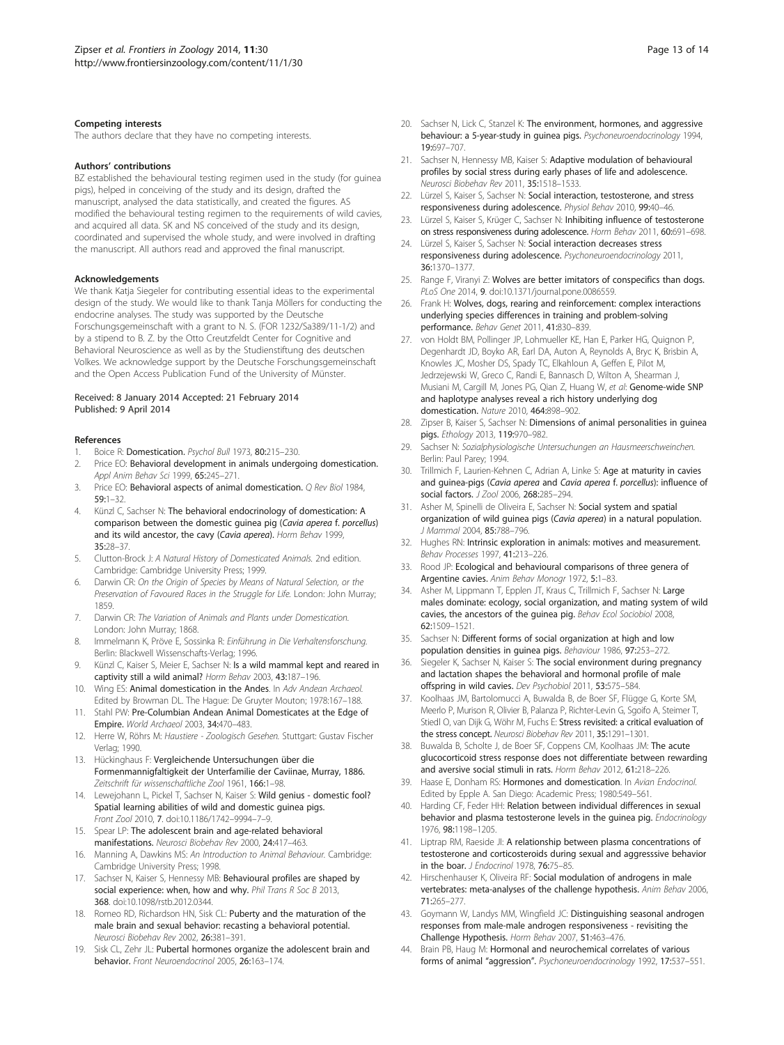### Competing interests

The authors declare that they have no competing interests.

### Authors' contributions

BZ established the behavioural testing regimen used in the study (for guinea pigs), helped in conceiving of the study and its design, drafted the manuscript, analysed the data statistically, and created the figures. AS modified the behavioural testing regimen to the requirements of wild cavies, and acquired all data. SK and NS conceived of the study and its design, coordinated and supervised the whole study, and were involved in drafting the manuscript. All authors read and approved the final manuscript.

### Acknowledgements

We thank Katja Siegeler for contributing essential ideas to the experimental design of the study. We would like to thank Tanja Möllers for conducting the endocrine analyses. The study was supported by the Deutsche Forschungsgemeinschaft with a grant to N. S. (FOR 1232/Sa389/11-1/2) and by a stipend to B. Z. by the Otto Creutzfeldt Center for Cognitive and Behavioral Neuroscience as well as by the Studienstiftung des deutschen Volkes. We acknowledge support by the Deutsche Forschungsgemeinschaft and the Open Access Publication Fund of the University of Münster.

Received: 8 January 2014 Accepted: 21 February 2014
Published: 9 April 2014

### References

1. Boice R: **Domestication.** *Psychol Bull* 1973, **80:**215–230.
2. Price EO: **Behavioral development in animals undergoing domestication.** *Appl Anim Behav Sci* 1999, **65:**245–271.
3. Price EO: **Behavioral aspects of animal domestication.** *Q Rev Biol* 1984, **59:**1–32.
4. Künzl C, Sachser N: **The behavioral endocrinology of domestication: A comparison between the domestic guinea pig (*Cavia aperea* f. *porcellus*) and its wild ancestor, the cavy (*Cavia aperea*).** *Horm Behav* 1999, **35:**28–37.
5. Clutton-Brock J: *A Natural History of Domesticated Animals.* 2nd edition. Cambridge: Cambridge University Press; 1999.
6. Darwin CR: *On the Origin of Species by Means of Natural Selection, or the Preservation of Favoured Races in the Struggle for Life.* London: John Murray; 1859.
7. Darwin CR: *The Variation of Animals and Plants under Domestication.* London: John Murray; 1868.
8. Immelmann K, Pröve E, Sossinka R: *Einführung in Die Verhaltensforschung.* Berlin: Blackwell Wissenschafts-Verlag; 1996.
9. Künzl C, Kaiser S, Meier E, Sachser N: **Is a wild mammal kept and reared in captivity still a wild animal?** *Horm Behav* 2003, **43:**187–196.
10. Wing ES: **Animal domestication in the Andes.** In *Adv Andean Archaeol.* Edited by Browman DL. The Hague: De Gruyter Mouton; 1978:167–188.
11. Stahl PW: **Pre-Columbian Andean Animal Domesticates at the Edge of Empire.** *World Archaeol* 2003, **34:**470–483.
12. Herre W, Röhrs M: *Haustiere - Zoologisch Gesehen.* Stuttgart: Gustav Fischer Verlag; 1990.
13. Hückinghaus F: **Vergleichende Untersuchungen über die Formenmannigfaltigkeit der Unterfamilie der Caviinae, Murray, 1886.** *Zeitschrift für wissenschaftliche Zool* 1961, **166:**1–98.
14. Lewejohann L, Pickel T, Sachser N, Kaiser S: **Wild genius - domestic fool? Spatial learning abilities of wild and domestic guinea pigs.** *Front Zool* 2010, **7**. doi:10.1186/1742–9994–7–9.
15. Spear LP: **The adolescent brain and age-related behavioral manifestations.** *Neurosci Biobehav Rev* 2000, **24:**417–463.
16. Manning A, Dawkins MS: *An Introduction to Animal Behaviour.* Cambridge: Cambridge University Press; 1998.
17. Sachser N, Kaiser S, Hennessy MB: **Behavioural profiles are shaped by social experience: when, how and why.** *Phil Trans R Soc B* 2013, **368**. doi:10.1098/rstb.2012.0344.
18. Romeo RD, Richardson HN, Sisk CL: **Puberty and the maturation of the male brain and sexual behavior: recasting a behavioral potential.** *Neurosci Biobehav Rev* 2002, **26:**381–391.
19. Sisk CL, Zehr JL: **Pubertal hormones organize the adolescent brain and behavior.** *Front Neuroendocrinol* 2005, **26:**163–174.
20. Sachser N, Lick C, Stanzel K: **The environment, hormones, and aggressive behaviour: a 5-year-study in guinea pigs.** *Psychoneuroendocrinology* 1994, **19:**697–707.
21. Sachser N, Hennessy MB, Kaiser S: **Adaptive modulation of behavioural profiles by social stress during early phases of life and adolescence.** *Neurosci Biobehav Rev* 2011, **35:**1518–1533.
22. Lürzel S, Kaiser S, Sachser N: **Social interaction, testosterone, and stress responsiveness during adolescence.** *Physiol Behav* 2010, **99:**40–46.
23. Lürzel S, Kaiser S, Krüger C, Sachser N: **Inhibiting influence of testosterone on stress responsiveness during adolescence.** *Horm Behav* 2011, **60:**691–698.
24. Lürzel S, Kaiser S, Sachser N: **Social interaction decreases stress responsiveness during adolescence.** *Psychoneuroendocrinology* 2011, **36:**1370–1377.
25. Range F, Viranyi Z: **Wolves are better imitators of conspecifics than dogs.** *PLoS One* 2014, **9**. doi:10.1371/journal.pone.0086559.
26. Frank H: **Wolves, dogs, rearing and reinforcement: complex interactions underlying species differences in training and problem-solving performance.** *Behav Genet* 2011, **41:**830–839.
27. von Holdt BM, Pollinger JP, Lohmueller KE, Han E, Parker HG, Quignon P, Degenhardt JD, Boyko AR, Earl DA, Auton A, Reynolds A, Bryc K, Brisbin A, Knowles JC, Mosher DS, Spady TC, Elkahloun A, Geffen E, Pilot M, Jedrzejewski W, Greco C, Randi E, Bannasch D, Wilton A, Shearman J, Musiani M, Cargill M, Jones PG, Qian Z, Huang W, *et al*: **Genome-wide SNP and haplotype analyses reveal a rich history underlying dog domestication.** *Nature* 2010, **464:**898–902.
28. Zipser B, Kaiser S, Sachser N: **Dimensions of animal personalities in guinea pigs.** *Ethology* 2013, **119:**970–982.
29. Sachser N: *Sozialphysiologische Untersuchungen an Hausmeerschweinchen.* Berlin: Paul Parey; 1994.
30. Trillmich F, Laurien-Kehnen C, Adrian A, Linke S: **Age at maturity in cavies and guinea-pigs (*Cavia aperea* and *Cavia aperea* f. *porcellus*): influence of social factors.** *J Zool* 2006, **268:**285–294.
31. Asher M, Spinelli de Oliveira E, Sachser N: **Social system and spatial organization of wild guinea pigs (*Cavia aperea*) in a natural population.** *J Mammal* 2004, **85:**788–796.
32. Hughes RN: **Intrinsic exploration in animals: motives and measurement.** *Behav Processes* 1997, **41:**213–226.
33. Rood JP: **Ecological and behavioural comparisons of three genera of Argentine cavies.** *Anim Behav Monogr* 1972, **5:**1–83.
34. Asher M, Lippmann T, Epplen JT, Kraus C, Trillmich F, Sachser N: **Large males dominate: ecology, social organization, and mating system of wild cavies, the ancestors of the guinea pig.** *Behav Ecol Sociobiol* 2008, **62:**1509–1521.
35. Sachser N: **Different forms of social organization at high and low population densities in guinea pigs.** *Behaviour* 1986, **97:**253–272.
36. Siegeler K, Sachser N, Kaiser S: **The social environment during pregnancy and lactation shapes the behavioral and hormonal profile of male offspring in wild cavies.** *Dev Psychobiol* 2011, **53:**575–584.
37. Koolhaas JM, Bartolomucci A, Buwalda B, de Boer SF, Flügge G, Korte SM, Meerlo P, Murison R, Olivier B, Palanza P, Richter-Levin G, Sgoifo A, Steimer T, Stiedl O, van Dijk G, Wöhr M, Fuchs E: **Stress revisited: a critical evaluation of the stress concept.** *Neurosci Biobehav Rev* 2011, **35:**1291–1301.
38. Buwalda B, Scholte J, de Boer SF, Coppens CM, Koolhaas JM: **The acute glucocorticoid stress response does not differentiate between rewarding and aversive social stimuli in rats.** *Horm Behav* 2012, **61:**218–226.
39. Haase E, Donham RS: **Hormones and domestication.** In *Avian Endocrinol.* Edited by Epple A. San Diego: Academic Press; 1980:549–561.
40. Harding CF, Feder HH: **Relation between individual differences in sexual behavior and plasma testosterone levels in the guinea pig.** *Endocrinology* 1976, **98:**1198–1205.
41. Liptrap RM, Raeside JI: **A relationship between plasma concentrations of testosterone and corticosteroids during sexual and aggresssive behavior in the boar.** *J Endocrinol* 1978, **76:**75–85.
42. Hirschenhauser K, Oliveira RF: **Social modulation of androgens in male vertebrates: meta-analyses of the challenge hypothesis.** *Anim Behav* 2006, **71:**265–277.
43. Goymann W, Landys MM, Wingfield JC: **Distinguishing seasonal androgen responses from male-male androgen responsiveness - revisiting the Challenge Hypothesis.** *Horm Behav* 2007, **51:**463–476.
44. Brain PB, Haug M: **Hormonal and neurochemical correlates of various forms of animal "aggression".** *Psychoneuroendocrinology* 1992, **17:**537–551.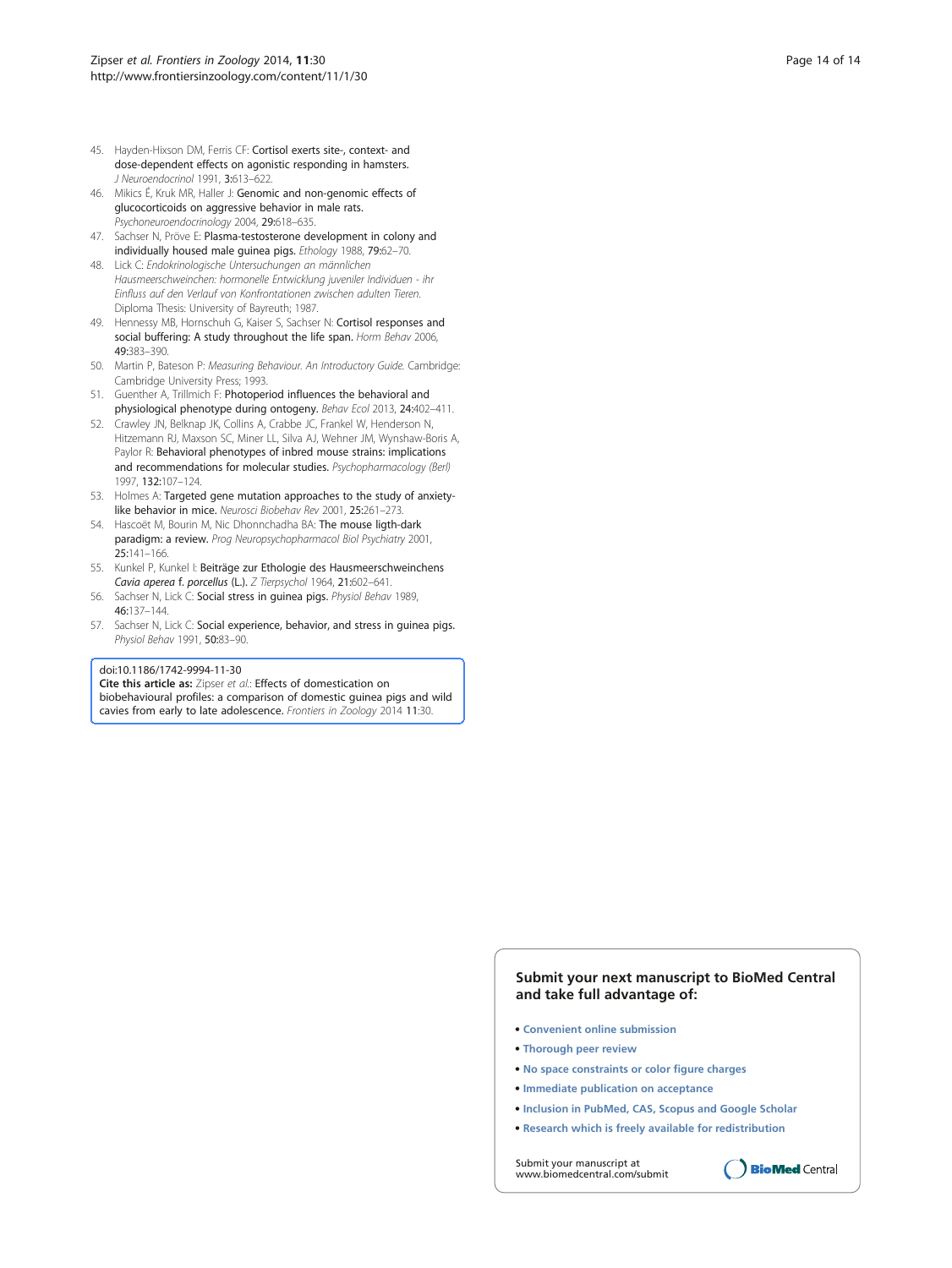45. Hayden-Hixson DM, Ferris CF: **Cortisol exerts site-, context- and dose-dependent effects on agonistic responding in hamsters.** *J Neuroendocrinol* 1991, **3:**613–622.
46. Mikics É, Kruk MR, Haller J: **Genomic and non-genomic effects of glucocorticoids on aggressive behavior in male rats.** *Psychoneuroendocrinology* 2004, **29:**618–635.
47. Sachser N, Pröve E: **Plasma-testosterone development in colony and individually housed male guinea pigs.** *Ethology* 1988, **79:**62–70.
48. Lick C: *Endokrinologische Untersuchungen an männlichen Hausmeerschweinchen: hormonelle Entwicklung juveniler Individuen - ihr Einfluss auf den Verlauf von Konfrontationen zwischen adulten Tieren.* Diploma Thesis: University of Bayreuth; 1987.
49. Hennessy MB, Hornschuh G, Kaiser S, Sachser N: **Cortisol responses and social buffering: A study throughout the life span.** *Horm Behav* 2006, **49:**383–390.
50. Martin P, Bateson P: *Measuring Behaviour. An Introductory Guide.* Cambridge: Cambridge University Press; 1993.
51. Guenther A, Trillmich F: **Photoperiod influences the behavioral and physiological phenotype during ontogeny.** *Behav Ecol* 2013, **24:**402–411.
52. Crawley JN, Belknap JK, Collins A, Crabbe JC, Frankel W, Henderson N, Hitzemann RJ, Maxson SC, Miner LL, Silva AJ, Wehner JM, Wynshaw-Boris A, Paylor R: **Behavioral phenotypes of inbred mouse strains: implications and recommendations for molecular studies.** *Psychopharmacology (Berl)* 1997, **132:**107–124.
53. Holmes A: **Targeted gene mutation approaches to the study of anxiety-like behavior in mice.** *Neurosci Biobehav Rev* 2001, **25:**261–273.
54. Hascoët M, Bourin M, Nic Dhonnchadha BA: **The mouse ligth-dark paradigm: a review.** *Prog Neuropsychopharmacol Biol Psychiatry* 2001, **25:**141–166.
55. Kunkel P, Kunkel I: **Beiträge zur Ethologie des Hausmeerschweinchens *Cavia aperea* f. *porcellus* (L.).** *Z Tierpsychol* 1964, **21:**602–641.
56. Sachser N, Lick C: **Social stress in guinea pigs.** *Physiol Behav* 1989, **46:**137–144.
57. Sachser N, Lick C: **Social experience, behavior, and stress in guinea pigs.** *Physiol Behav* 1991, **50:**83–90.

doi:10.1186/1742-9994-11-30
**Cite this article as:** Zipser *et al.*: Effects of domestication on biobehavioural profiles: a comparison of domestic guinea pigs and wild cavies from early to late adolescence. *Frontiers in Zoology* 2014 **11**:30.

**Submit your next manuscript to BioMed Central and take full advantage of:**

- **Convenient online submission**
- **Thorough peer review**
- **No space constraints or color figure charges**
- **Immediate publication on acceptance**
- **Inclusion in PubMed, CAS, Scopus and Google Scholar**
- **Research which is freely available for redistribution**

Submit your manuscript at
www.biomedcentral.com/submit

BioMed Central